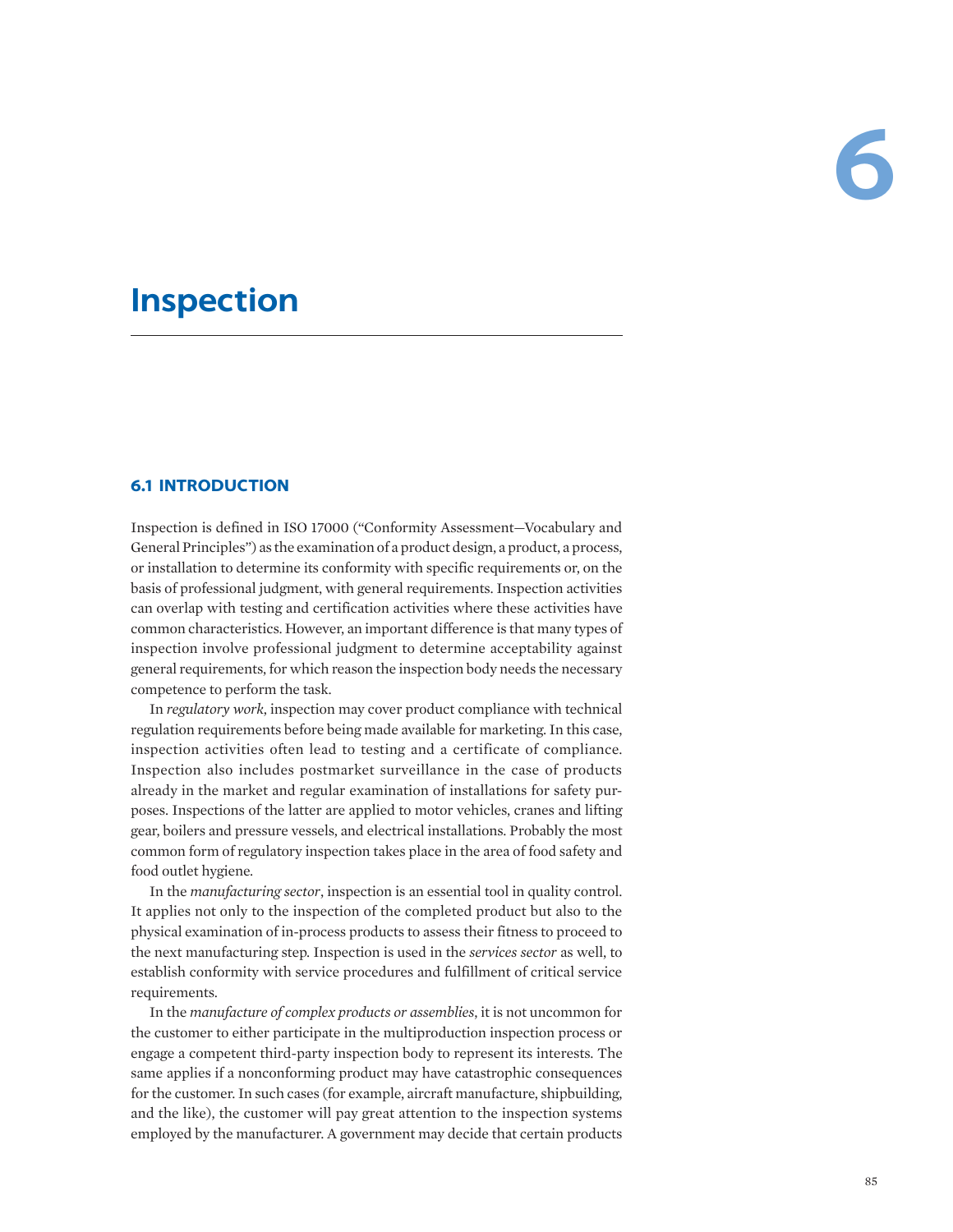# 6

# Inspection

## 6.1 INTRODUCTION

Inspection is defined in ISO 17000 ("Conformity Assessment—Vocabulary and General Principles") as the examination of a product design, a product, a process, or installation to determine its conformity with specific requirements or, on the basis of professional judgment, with general requirements. Inspection activities can overlap with testing and certification activities where these activities have common characteristics. However, an important difference is that many types of inspection involve professional judgment to determine acceptability against general requirements, for which reason the inspection body needs the necessary competence to perform the task.

In *regulatory work*, inspection may cover product compliance with technical regulation requirements before being made available for marketing. In this case, inspection activities often lead to testing and a certificate of compliance. Inspection also includes postmarket surveillance in the case of products already in the market and regular examination of installations for safety purposes. Inspections of the latter are applied to motor vehicles, cranes and lifting gear, boilers and pressure vessels, and electrical installations. Probably the most common form of regulatory inspection takes place in the area of food safety and food outlet hygiene.

In the *manufacturing sector*, inspection is an essential tool in quality control. It applies not only to the inspection of the completed product but also to the physical examination of in-process products to assess their fitness to proceed to the next manufacturing step. Inspection is used in the *services sector* as well, to establish conformity with service procedures and fulfillment of critical service requirements.

In the *manufacture of complex products or assemblies*, it is not uncommon for the customer to either participate in the multiproduction inspection process or engage a competent third-party inspection body to represent its interests. The same applies if a nonconforming product may have catastrophic consequences for the customer. In such cases (for example, aircraft manufacture, shipbuilding, and the like), the customer will pay great attention to the inspection systems employed by the manufacturer. A government may decide that certain products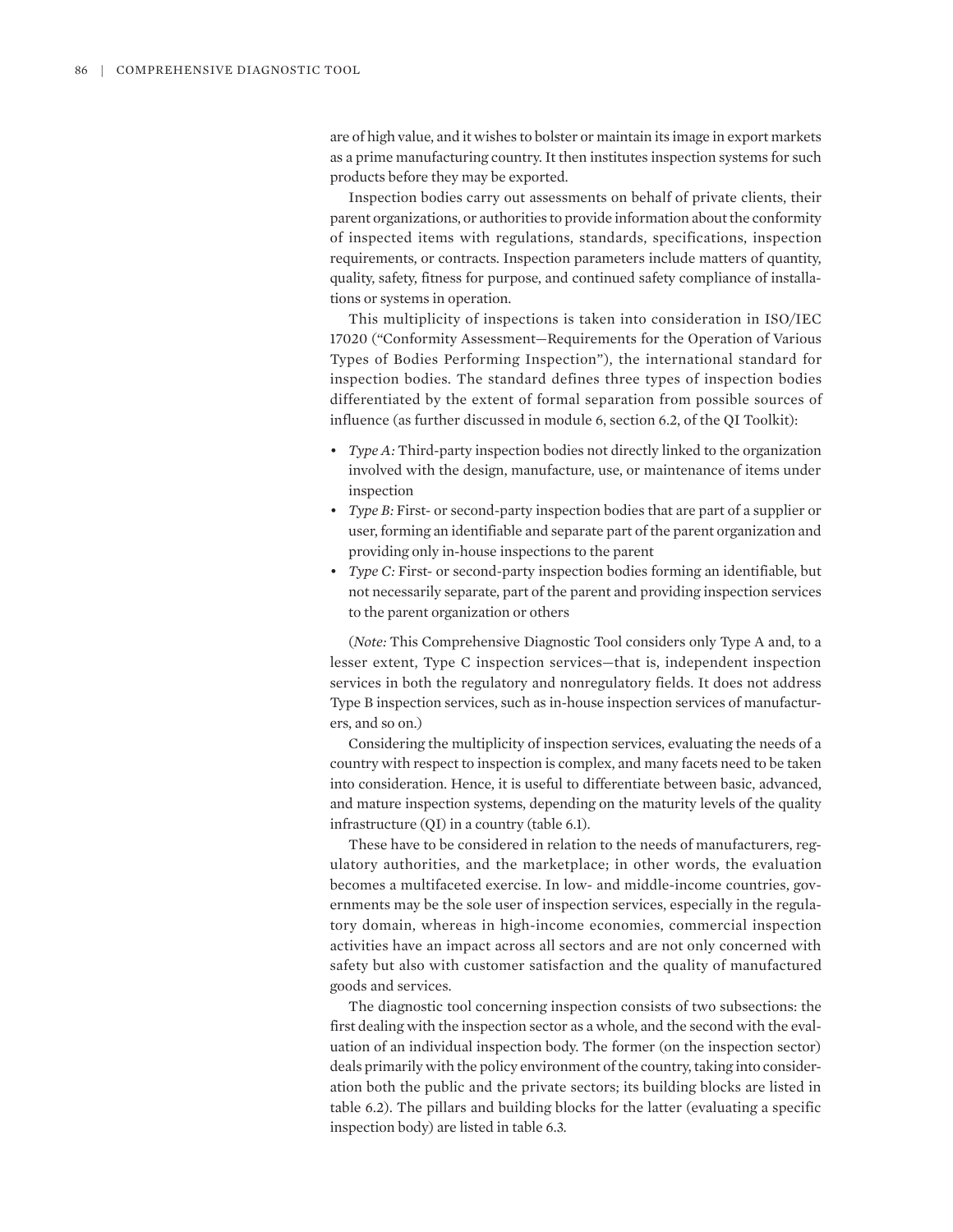are of high value, and it wishes to bolster or maintain its image in export markets as a prime manufacturing country. It then institutes inspection systems for such products before they may be exported.

Inspection bodies carry out assessments on behalf of private clients, their parent organizations, or authorities to provide information about the conformity of inspected items with regulations, standards, specifications, inspection requirements, or contracts. Inspection parameters include matters of quantity, quality, safety, fitness for purpose, and continued safety compliance of installations or systems in operation.

This multiplicity of inspections is taken into consideration in ISO/IEC 17020 ("Conformity Assessment—Requirements for the Operation of Various Types of Bodies Performing Inspection"), the international standard for inspection bodies. The standard defines three types of inspection bodies differentiated by the extent of formal separation from possible sources of influence (as further discussed in module 6, section 6.2, of the QI Toolkit):

- *Type A:* Third-party inspection bodies not directly linked to the organization involved with the design, manufacture, use, or maintenance of items under inspection
- *Type B:* First- or second-party inspection bodies that are part of a supplier or user, forming an identifiable and separate part of the parent organization and providing only in-house inspections to the parent
- *Type C:* First- or second-party inspection bodies forming an identifiable, but not necessarily separate, part of the parent and providing inspection services to the parent organization or others

(*Note:* This Comprehensive Diagnostic Tool considers only Type A and, to a lesser extent, Type C inspection services—that is, independent inspection services in both the regulatory and nonregulatory fields. It does not address Type B inspection services, such as in-house inspection services of manufacturers, and so on.)

Considering the multiplicity of inspection services, evaluating the needs of a country with respect to inspection is complex, and many facets need to be taken into consideration. Hence, it is useful to differentiate between basic, advanced, and mature inspection systems, depending on the maturity levels of the quality infrastructure (QI) in a country (table 6.1).

These have to be considered in relation to the needs of manufacturers, regulatory authorities, and the marketplace; in other words, the evaluation becomes a multifaceted exercise. In low- and middle-income countries, governments may be the sole user of inspection services, especially in the regulatory domain, whereas in high-income economies, commercial inspection activities have an impact across all sectors and are not only concerned with safety but also with customer satisfaction and the quality of manufactured goods and services.

The diagnostic tool concerning inspection consists of two subsections: the first dealing with the inspection sector as a whole, and the second with the evaluation of an individual inspection body. The former (on the inspection sector) deals primarily with the policy environment of the country, taking into consideration both the public and the private sectors; its building blocks are listed in table 6.2). The pillars and building blocks for the latter (evaluating a specific inspection body) are listed in table 6.3.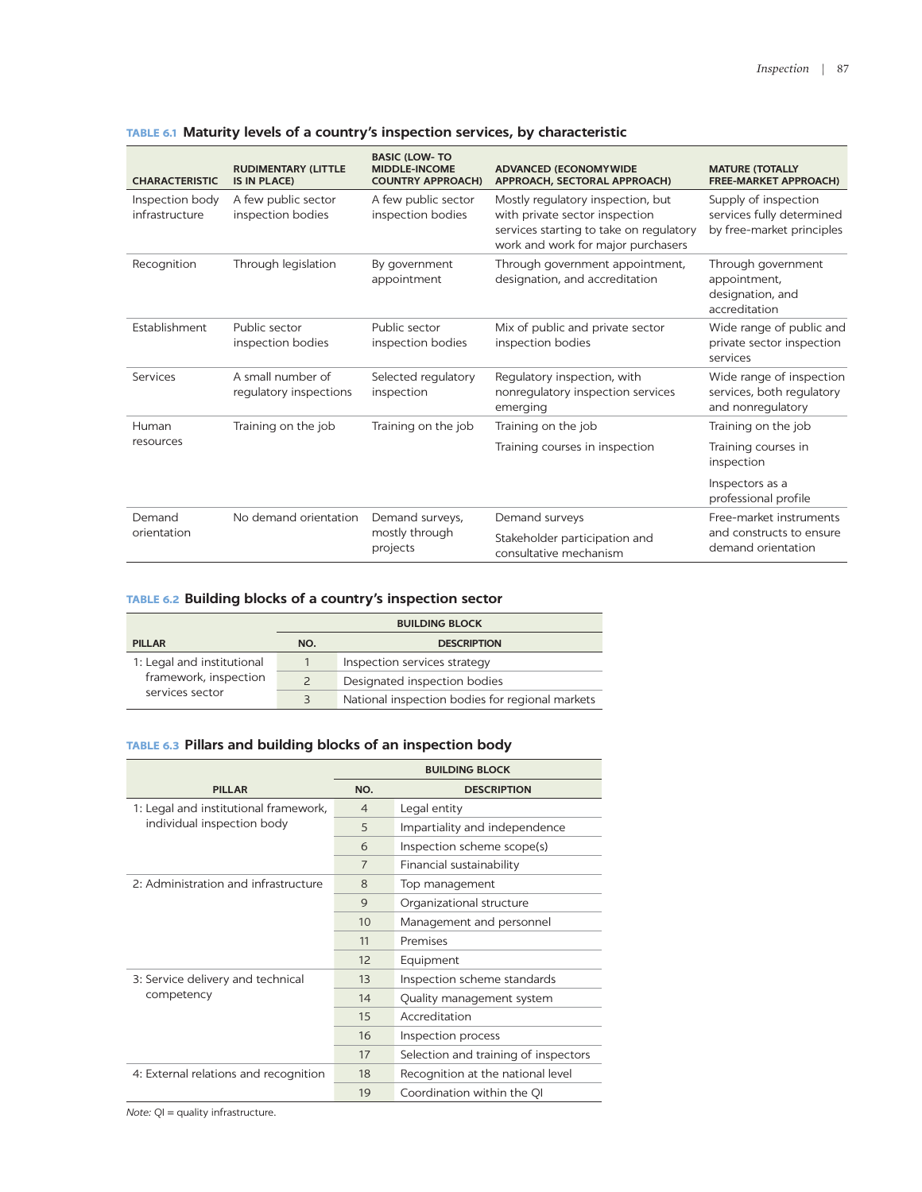**TABLE 6.1 Maturity levels of a country's inspection services, by characteristic**

| CHARACTERISTIC | RUDIMENTARY (LITTLE IS IN PLACE) | BASIC (LOW- TO MIDDLE-INCOME COUNTRY APPROACH) | ADVANCED (ECONOMYWIDE APPROACH, SECTORAL APPROACH) | MATURE (TOTALLY FREE-MARKET APPROACH) |
|---|---|---|---|---|
| Inspection body infrastructure | A few public sector inspection bodies | A few public sector inspection bodies | Mostly regulatory inspection, but with private sector inspection services starting to take on regulatory work and work for major purchasers | Supply of inspection services fully determined by free-market principles |
| Recognition | Through legislation | By government appointment | Through government appointment, designation, and accreditation | Through government appointment, designation, and accreditation |
| Establishment | Public sector inspection bodies | Public sector inspection bodies | Mix of public and private sector inspection bodies | Wide range of public and private sector inspection services |
| Services | A small number of regulatory inspections | Selected regulatory inspection | Regulatory inspection, with nonregulatory inspection services emerging | Wide range of inspection services, both regulatory and nonregulatory |
| Human resources | Training on the job | Training on the job | Training on the job<br><br>Training courses in inspection | Training on the job<br><br>Training courses in inspection<br><br>Inspectors as a professional profile |
| Demand orientation | No demand orientation | Demand surveys, mostly through projects | Demand surveys<br><br>Stakeholder participation and consultative mechanism | Free-market instruments and constructs to ensure demand orientation |

**TABLE 6.2 Building blocks of a country's inspection sector**

| | BUILDING BLOCK | |
|---|---|---|
| PILLAR | NO. | DESCRIPTION |
| 1: Legal and institutional framework, inspection services sector | 1 | Inspection services strategy |
| | 2 | Designated inspection bodies |
| | 3 | National inspection bodies for regional markets |

**TABLE 6.3 Pillars and building blocks of an inspection body**

| | BUILDING BLOCK | |
|---|---|---|
| PILLAR | NO. | DESCRIPTION |
| 1: Legal and institutional framework, individual inspection body | 4 | Legal entity |
| | 5 | Impartiality and independence |
| | 6 | Inspection scheme scope(s) |
| | 7 | Financial sustainability |
| 2: Administration and infrastructure | 8 | Top management |
| | 9 | Organizational structure |
| | 10 | Management and personnel |
| | 11 | Premises |
| | 12 | Equipment |
| 3: Service delivery and technical competency | 13 | Inspection scheme standards |
| | 14 | Quality management system |
| | 15 | Accreditation |
| | 16 | Inspection process |
| | 17 | Selection and training of inspectors |
| 4: External relations and recognition | 18 | Recognition at the national level |
| | 19 | Coordination within the QI |

*Note:* QI = quality infrastructure.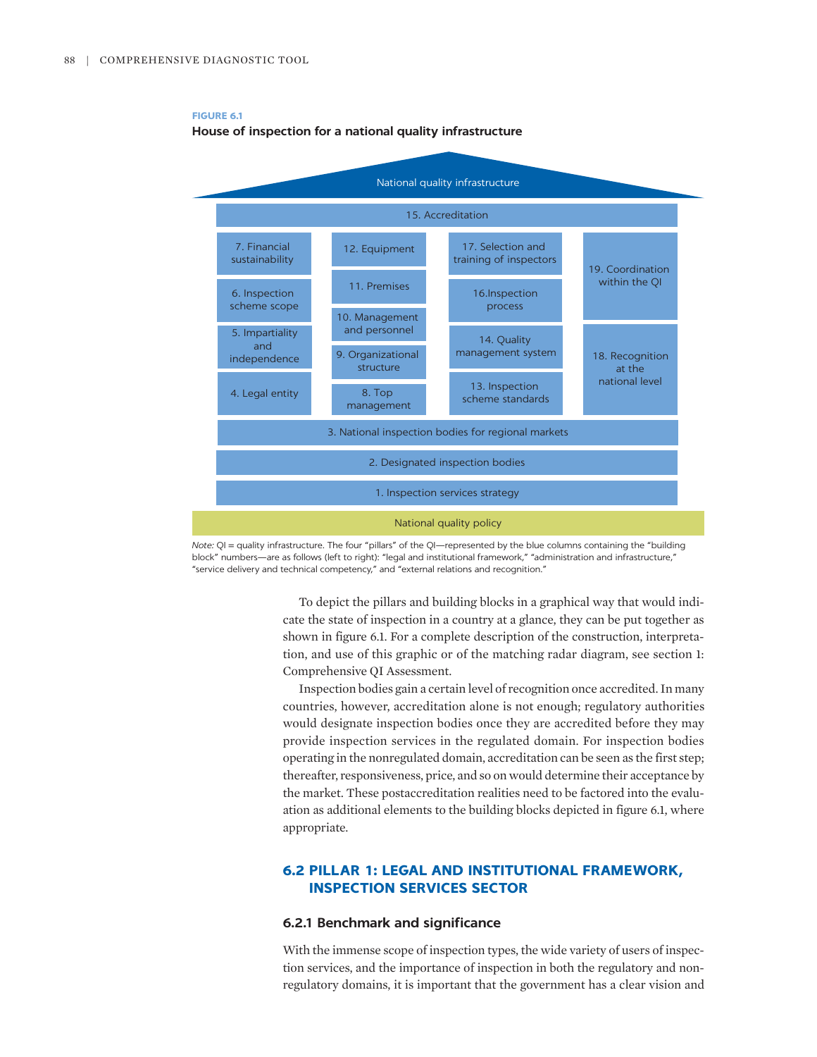**FIGURE 6.1**

**House of inspection for a national quality infrastructure**

National quality infrastructure

15. Accreditation

| Legal and institutional framework | Administration and infrastructure | Service delivery and technical competency | External relations and recognition |
|---|---|---|---|
| 7. Financial sustainability | 12. Equipment | 17. Selection and training of inspectors | 19. Coordination within the QI |
| 6. Inspection scheme scope | 11. Premises | 16.Inspection process | |
| 5. Impartiality and independence | 10. Management and personnel | 14. Quality management system | 18. Recognition at the national level |
| 4. Legal entity | 9. Organizational structure | 13. Inspection scheme standards | |
| | 8. Top management | | |

3. National inspection bodies for regional markets

2. Designated inspection bodies

1. Inspection services strategy

National quality policy

*Note:* QI = quality infrastructure. The four "pillars" of the QI—represented by the blue columns containing the "building block" numbers—are as follows (left to right): "legal and institutional framework," "administration and infrastructure," "service delivery and technical competency," and "external relations and recognition."

To depict the pillars and building blocks in a graphical way that would indicate the state of inspection in a country at a glance, they can be put together as shown in figure 6.1. For a complete description of the construction, interpretation, and use of this graphic or of the matching radar diagram, see section 1: Comprehensive QI Assessment.

Inspection bodies gain a certain level of recognition once accredited. In many countries, however, accreditation alone is not enough; regulatory authorities would designate inspection bodies once they are accredited before they may provide inspection services in the regulated domain. For inspection bodies operating in the nonregulated domain, accreditation can be seen as the first step; thereafter, responsiveness, price, and so on would determine their acceptance by the market. These postaccreditation realities need to be factored into the evaluation as additional elements to the building blocks depicted in figure 6.1, where appropriate.

## 6.2 PILLAR 1: LEGAL AND INSTITUTIONAL FRAMEWORK, INSPECTION SERVICES SECTOR

### 6.2.1 Benchmark and significance

With the immense scope of inspection types, the wide variety of users of inspection services, and the importance of inspection in both the regulatory and nonregulatory domains, it is important that the government has a clear vision and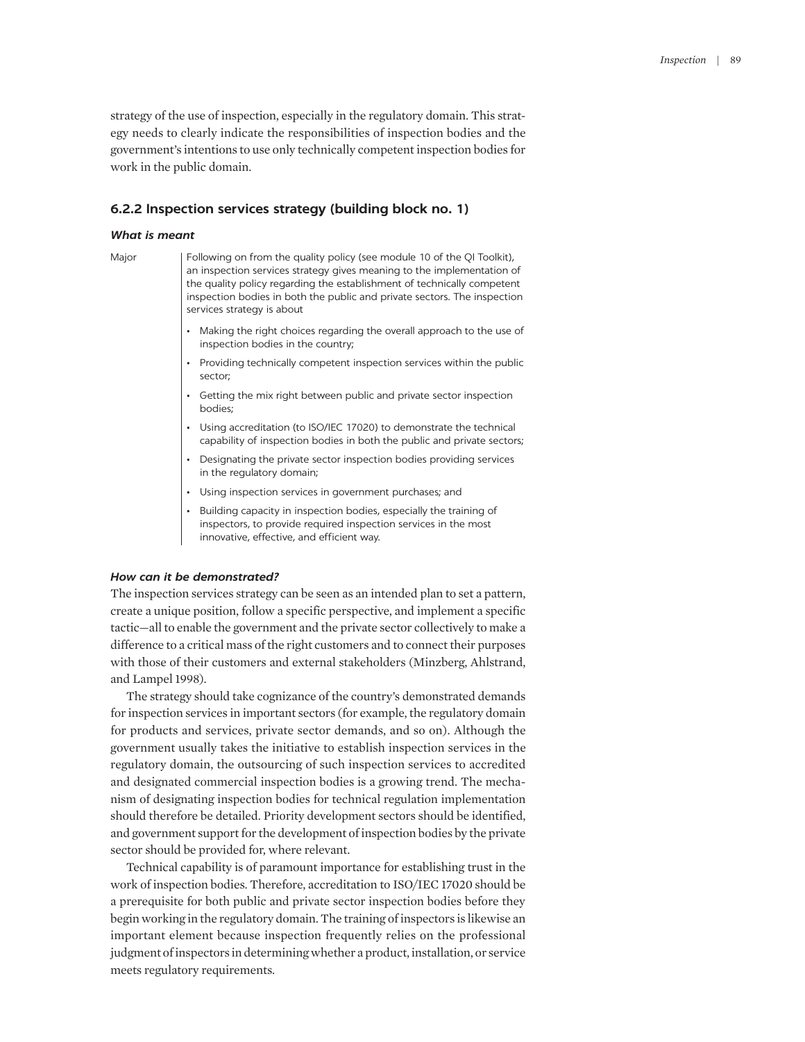strategy of the use of inspection, especially in the regulatory domain. This strategy needs to clearly indicate the responsibilities of inspection bodies and the government's intentions to use only technically competent inspection bodies for work in the public domain.

### 6.2.2 Inspection services strategy (building block no. 1)

#### *What is meant*

| Major | Following on from the quality policy (see module 10 of the QI Toolkit), an inspection services strategy gives meaning to the implementation of the quality policy regarding the establishment of technically competent inspection bodies in both the public and private sectors. The inspection services strategy is about<br>• Making the right choices regarding the overall approach to the use of inspection bodies in the country;<br>• Providing technically competent inspection services within the public sector;<br>• Getting the mix right between public and private sector inspection bodies;<br>• Using accreditation (to ISO/IEC 17020) to demonstrate the technical capability of inspection bodies in both the public and private sectors;<br>• Designating the private sector inspection bodies providing services in the regulatory domain;<br>• Using inspection services in government purchases; and<br>• Building capacity in inspection bodies, especially the training of inspectors, to provide required inspection services in the most innovative, effective, and efficient way. |
|---|---|

#### *How can it be demonstrated?*

The inspection services strategy can be seen as an intended plan to set a pattern, create a unique position, follow a specific perspective, and implement a specific tactic—all to enable the government and the private sector collectively to make a difference to a critical mass of the right customers and to connect their purposes with those of their customers and external stakeholders (Minzberg, Ahlstrand, and Lampel 1998).

The strategy should take cognizance of the country's demonstrated demands for inspection services in important sectors (for example, the regulatory domain for products and services, private sector demands, and so on). Although the government usually takes the initiative to establish inspection services in the regulatory domain, the outsourcing of such inspection services to accredited and designated commercial inspection bodies is a growing trend. The mechanism of designating inspection bodies for technical regulation implementation should therefore be detailed. Priority development sectors should be identified, and government support for the development of inspection bodies by the private sector should be provided for, where relevant.

Technical capability is of paramount importance for establishing trust in the work of inspection bodies. Therefore, accreditation to ISO/IEC 17020 should be a prerequisite for both public and private sector inspection bodies before they begin working in the regulatory domain. The training of inspectors is likewise an important element because inspection frequently relies on the professional judgment of inspectors in determining whether a product, installation, or service meets regulatory requirements.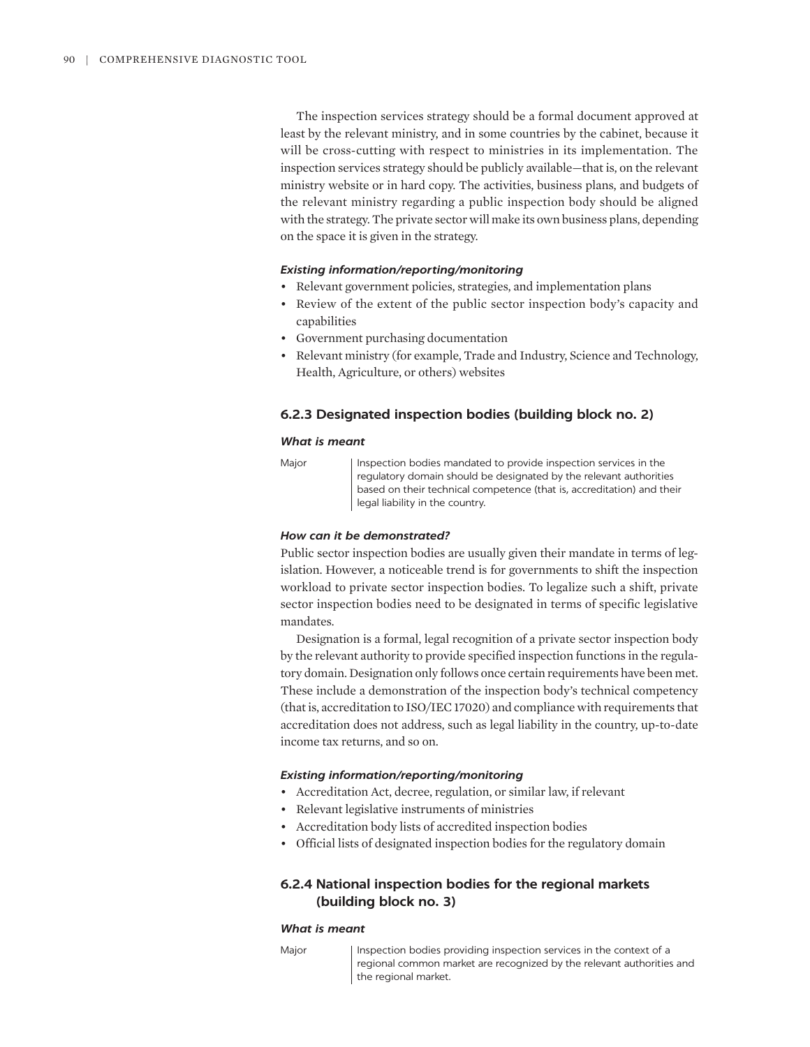The inspection services strategy should be a formal document approved at least by the relevant ministry, and in some countries by the cabinet, because it will be cross-cutting with respect to ministries in its implementation. The inspection services strategy should be publicly available—that is, on the relevant ministry website or in hard copy. The activities, business plans, and budgets of the relevant ministry regarding a public inspection body should be aligned with the strategy. The private sector will make its own business plans, depending on the space it is given in the strategy.

#### *Existing information/reporting/monitoring*

- Relevant government policies, strategies, and implementation plans
- Review of the extent of the public sector inspection body's capacity and capabilities
- Government purchasing documentation
- Relevant ministry (for example, Trade and Industry, Science and Technology, Health, Agriculture, or others) websites

### 6.2.3 Designated inspection bodies (building block no. 2)

#### *What is meant*

| | |
|---|---|
| Major | Inspection bodies mandated to provide inspection services in the regulatory domain should be designated by the relevant authorities based on their technical competence (that is, accreditation) and their legal liability in the country. |

#### *How can it be demonstrated?*

Public sector inspection bodies are usually given their mandate in terms of legislation. However, a noticeable trend is for governments to shift the inspection workload to private sector inspection bodies. To legalize such a shift, private sector inspection bodies need to be designated in terms of specific legislative mandates.

Designation is a formal, legal recognition of a private sector inspection body by the relevant authority to provide specified inspection functions in the regulatory domain. Designation only follows once certain requirements have been met. These include a demonstration of the inspection body's technical competency (that is, accreditation to ISO/IEC 17020) and compliance with requirements that accreditation does not address, such as legal liability in the country, up-to-date income tax returns, and so on.

#### *Existing information/reporting/monitoring*

- Accreditation Act, decree, regulation, or similar law, if relevant
- Relevant legislative instruments of ministries
- Accreditation body lists of accredited inspection bodies
- Official lists of designated inspection bodies for the regulatory domain

### 6.2.4 National inspection bodies for the regional markets (building block no. 3)

#### *What is meant*

| | |
|---|---|
| Major | Inspection bodies providing inspection services in the context of a regional common market are recognized by the relevant authorities and the regional market. |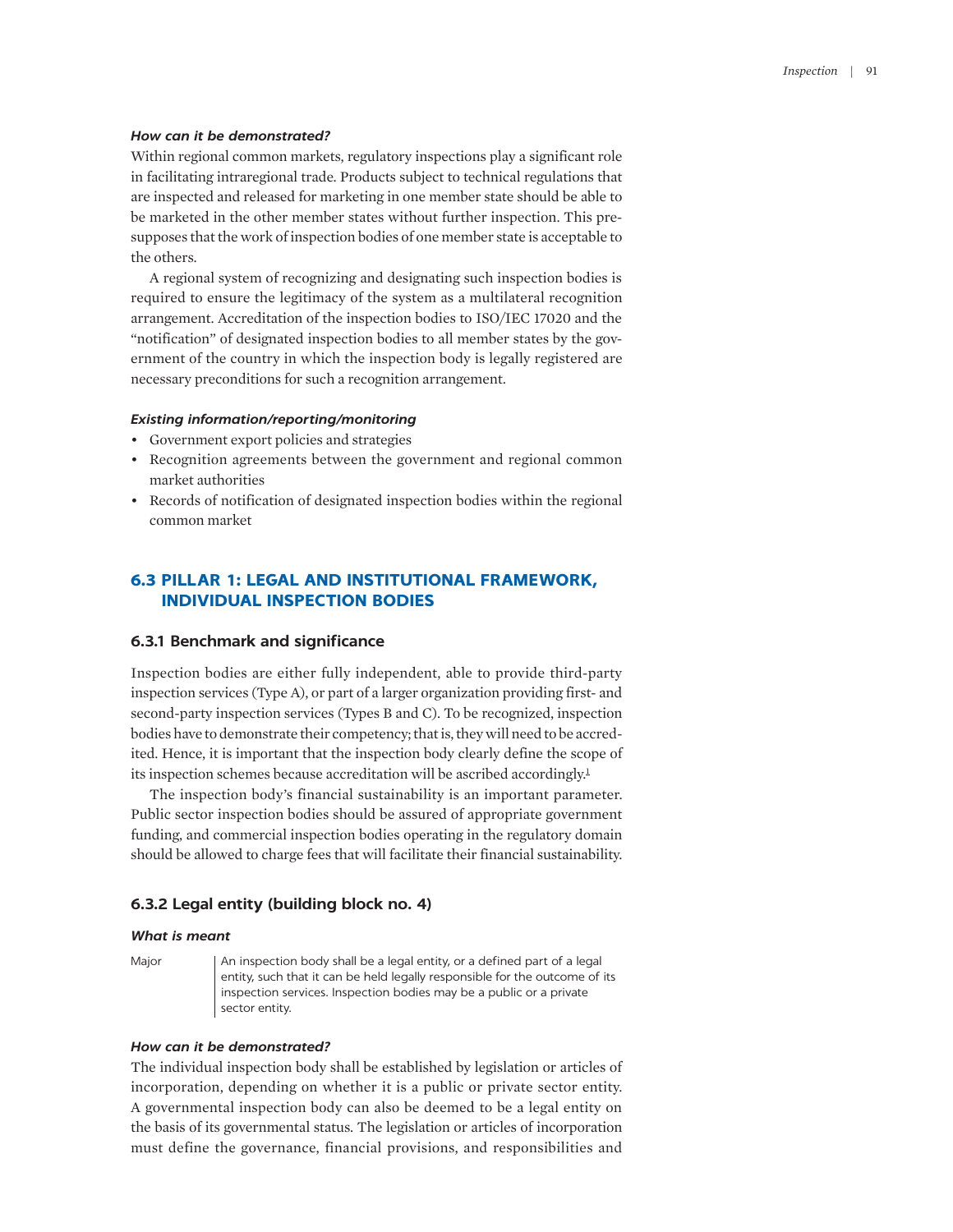***How can it be demonstrated?***

Within regional common markets, regulatory inspections play a significant role in facilitating intraregional trade. Products subject to technical regulations that are inspected and released for marketing in one member state should be able to be marketed in the other member states without further inspection. This presupposes that the work of inspection bodies of one member state is acceptable to the others.

A regional system of recognizing and designating such inspection bodies is required to ensure the legitimacy of the system as a multilateral recognition arrangement. Accreditation of the inspection bodies to ISO/IEC 17020 and the "notification" of designated inspection bodies to all member states by the government of the country in which the inspection body is legally registered are necessary preconditions for such a recognition arrangement.

***Existing information/reporting/monitoring***

- Government export policies and strategies
- Recognition agreements between the government and regional common market authorities
- Records of notification of designated inspection bodies within the regional common market

## 6.3 PILLAR 1: LEGAL AND INSTITUTIONAL FRAMEWORK, INDIVIDUAL INSPECTION BODIES

### 6.3.1 Benchmark and significance

Inspection bodies are either fully independent, able to provide third-party inspection services (Type A), or part of a larger organization providing first- and second-party inspection services (Types B and C). To be recognized, inspection bodies have to demonstrate their competency; that is, they will need to be accredited. Hence, it is important that the inspection body clearly define the scope of its inspection schemes because accreditation will be ascribed accordingly.[1]

The inspection body's financial sustainability is an important parameter. Public sector inspection bodies should be assured of appropriate government funding, and commercial inspection bodies operating in the regulatory domain should be allowed to charge fees that will facilitate their financial sustainability.

### 6.3.2 Legal entity (building block no. 4)

***What is meant***

| | |
|---|---|
| Major | An inspection body shall be a legal entity, or a defined part of a legal entity, such that it can be held legally responsible for the outcome of its inspection services. Inspection bodies may be a public or a private sector entity. |

***How can it be demonstrated?***

The individual inspection body shall be established by legislation or articles of incorporation, depending on whether it is a public or private sector entity. A governmental inspection body can also be deemed to be a legal entity on the basis of its governmental status. The legislation or articles of incorporation must define the governance, financial provisions, and responsibilities and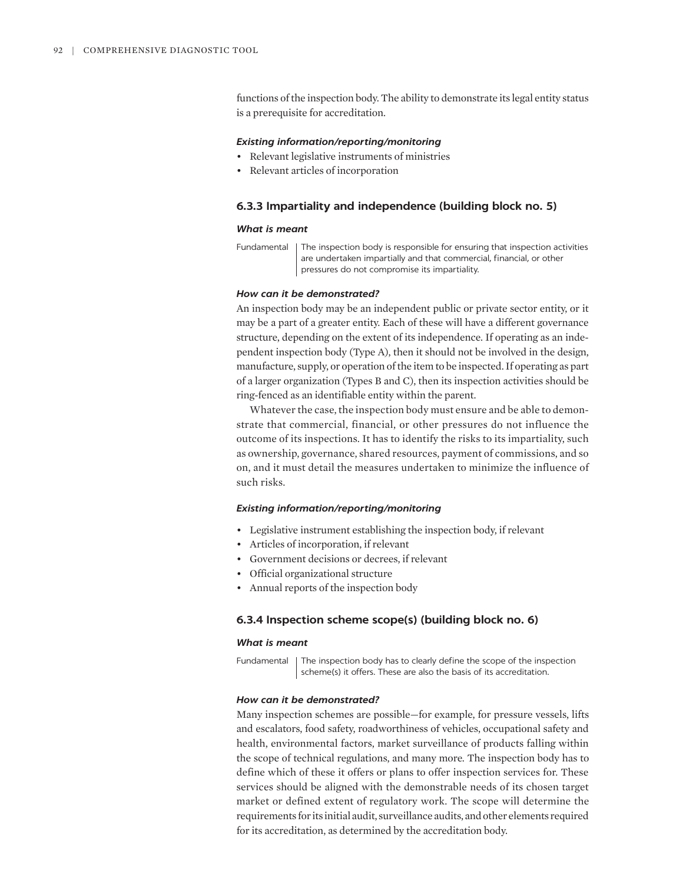functions of the inspection body. The ability to demonstrate its legal entity status is a prerequisite for accreditation.

#### *Existing information/reporting/monitoring*

- Relevant legislative instruments of ministries
- Relevant articles of incorporation

### 6.3.3 Impartiality and independence (building block no. 5)

#### *What is meant*

| | |
|---|---|
| Fundamental | The inspection body is responsible for ensuring that inspection activities are undertaken impartially and that commercial, financial, or other pressures do not compromise its impartiality. |

#### *How can it be demonstrated?*

An inspection body may be an independent public or private sector entity, or it may be a part of a greater entity. Each of these will have a different governance structure, depending on the extent of its independence. If operating as an independent inspection body (Type A), then it should not be involved in the design, manufacture, supply, or operation of the item to be inspected. If operating as part of a larger organization (Types B and C), then its inspection activities should be ring-fenced as an identifiable entity within the parent.

Whatever the case, the inspection body must ensure and be able to demonstrate that commercial, financial, or other pressures do not influence the outcome of its inspections. It has to identify the risks to its impartiality, such as ownership, governance, shared resources, payment of commissions, and so on, and it must detail the measures undertaken to minimize the influence of such risks.

#### *Existing information/reporting/monitoring*

- Legislative instrument establishing the inspection body, if relevant
- Articles of incorporation, if relevant
- Government decisions or decrees, if relevant
- Official organizational structure
- Annual reports of the inspection body

### 6.3.4 Inspection scheme scope(s) (building block no. 6)

#### *What is meant*

| | |
|---|---|
| Fundamental | The inspection body has to clearly define the scope of the inspection scheme(s) it offers. These are also the basis of its accreditation. |

#### *How can it be demonstrated?*

Many inspection schemes are possible—for example, for pressure vessels, lifts and escalators, food safety, roadworthiness of vehicles, occupational safety and health, environmental factors, market surveillance of products falling within the scope of technical regulations, and many more. The inspection body has to define which of these it offers or plans to offer inspection services for. These services should be aligned with the demonstrable needs of its chosen target market or defined extent of regulatory work. The scope will determine the requirements for its initial audit, surveillance audits, and other elements required for its accreditation, as determined by the accreditation body.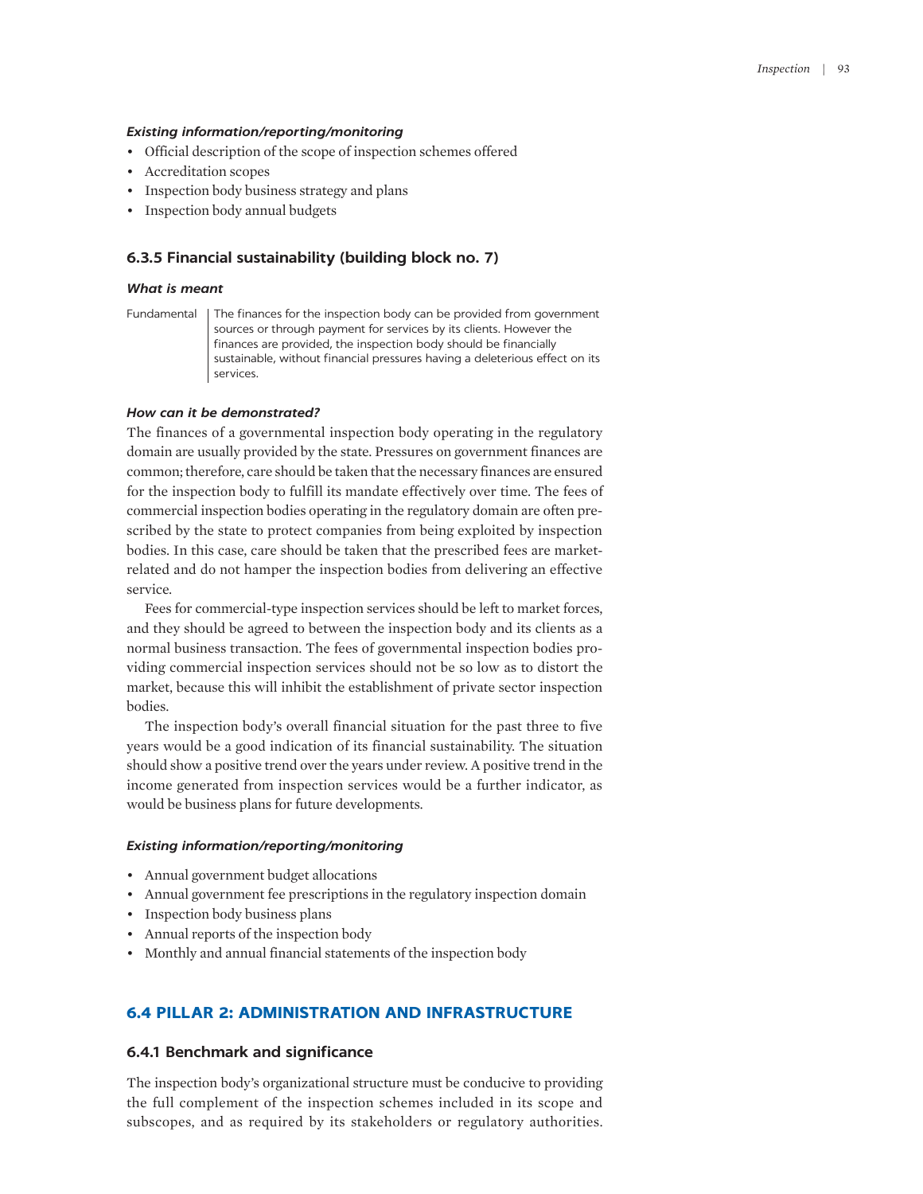***Existing information/reporting/monitoring***

- Official description of the scope of inspection schemes offered
- Accreditation scopes
- Inspection body business strategy and plans
- Inspection body annual budgets

### 6.3.5 Financial sustainability (building block no. 7)

***What is meant***

| Fundamental | The finances for the inspection body can be provided from government sources or through payment for services by its clients. However the finances are provided, the inspection body should be financially sustainable, without financial pressures having a deleterious effect on its services. |
|---|---|

***How can it be demonstrated?***

The finances of a governmental inspection body operating in the regulatory domain are usually provided by the state. Pressures on government finances are common; therefore, care should be taken that the necessary finances are ensured for the inspection body to fulfill its mandate effectively over time. The fees of commercial inspection bodies operating in the regulatory domain are often prescribed by the state to protect companies from being exploited by inspection bodies. In this case, care should be taken that the prescribed fees are market-related and do not hamper the inspection bodies from delivering an effective service.

Fees for commercial-type inspection services should be left to market forces, and they should be agreed to between the inspection body and its clients as a normal business transaction. The fees of governmental inspection bodies providing commercial inspection services should not be so low as to distort the market, because this will inhibit the establishment of private sector inspection bodies.

The inspection body's overall financial situation for the past three to five years would be a good indication of its financial sustainability. The situation should show a positive trend over the years under review. A positive trend in the income generated from inspection services would be a further indicator, as would be business plans for future developments.

***Existing information/reporting/monitoring***

- Annual government budget allocations
- Annual government fee prescriptions in the regulatory inspection domain
- Inspection body business plans
- Annual reports of the inspection body
- Monthly and annual financial statements of the inspection body

## 6.4 PILLAR 2: ADMINISTRATION AND INFRASTRUCTURE

### 6.4.1 Benchmark and significance

The inspection body's organizational structure must be conducive to providing the full complement of the inspection schemes included in its scope and subscopes, and as required by its stakeholders or regulatory authorities.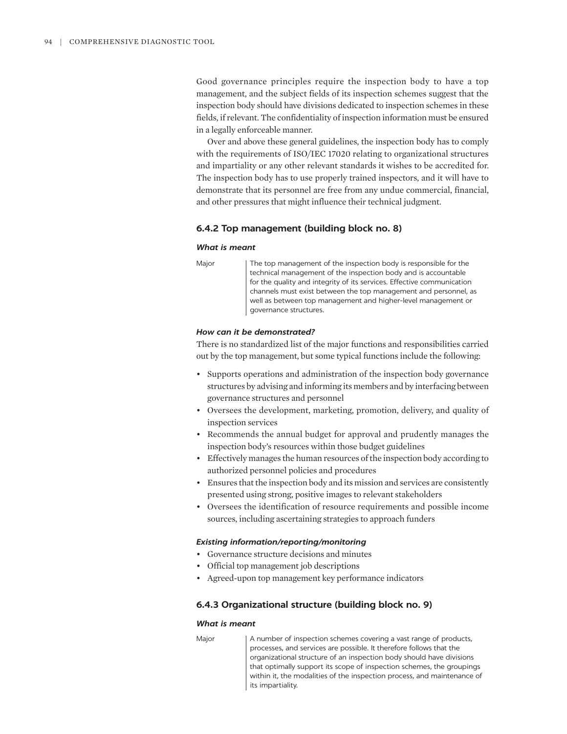Good governance principles require the inspection body to have a top management, and the subject fields of its inspection schemes suggest that the inspection body should have divisions dedicated to inspection schemes in these fields, if relevant. The confidentiality of inspection information must be ensured in a legally enforceable manner.

Over and above these general guidelines, the inspection body has to comply with the requirements of ISO/IEC 17020 relating to organizational structures and impartiality or any other relevant standards it wishes to be accredited for. The inspection body has to use properly trained inspectors, and it will have to demonstrate that its personnel are free from any undue commercial, financial, and other pressures that might influence their technical judgment.

### 6.4.2 Top management (building block no. 8)

#### *What is meant*

| | |
|---|---|
| Major | The top management of the inspection body is responsible for the technical management of the inspection body and is accountable for the quality and integrity of its services. Effective communication channels must exist between the top management and personnel, as well as between top management and higher-level management or governance structures. |

#### *How can it be demonstrated?*

There is no standardized list of the major functions and responsibilities carried out by the top management, but some typical functions include the following:

- Supports operations and administration of the inspection body governance structures by advising and informing its members and by interfacing between governance structures and personnel
- Oversees the development, marketing, promotion, delivery, and quality of inspection services
- Recommends the annual budget for approval and prudently manages the inspection body's resources within those budget guidelines
- Effectively manages the human resources of the inspection body according to authorized personnel policies and procedures
- Ensures that the inspection body and its mission and services are consistently presented using strong, positive images to relevant stakeholders
- Oversees the identification of resource requirements and possible income sources, including ascertaining strategies to approach funders

#### *Existing information/reporting/monitoring*

- Governance structure decisions and minutes
- Official top management job descriptions
- Agreed-upon top management key performance indicators

### 6.4.3 Organizational structure (building block no. 9)

#### *What is meant*

| | |
|---|---|
| Major | A number of inspection schemes covering a vast range of products, processes, and services are possible. It therefore follows that the organizational structure of an inspection body should have divisions that optimally support its scope of inspection schemes, the groupings within it, the modalities of the inspection process, and maintenance of its impartiality. |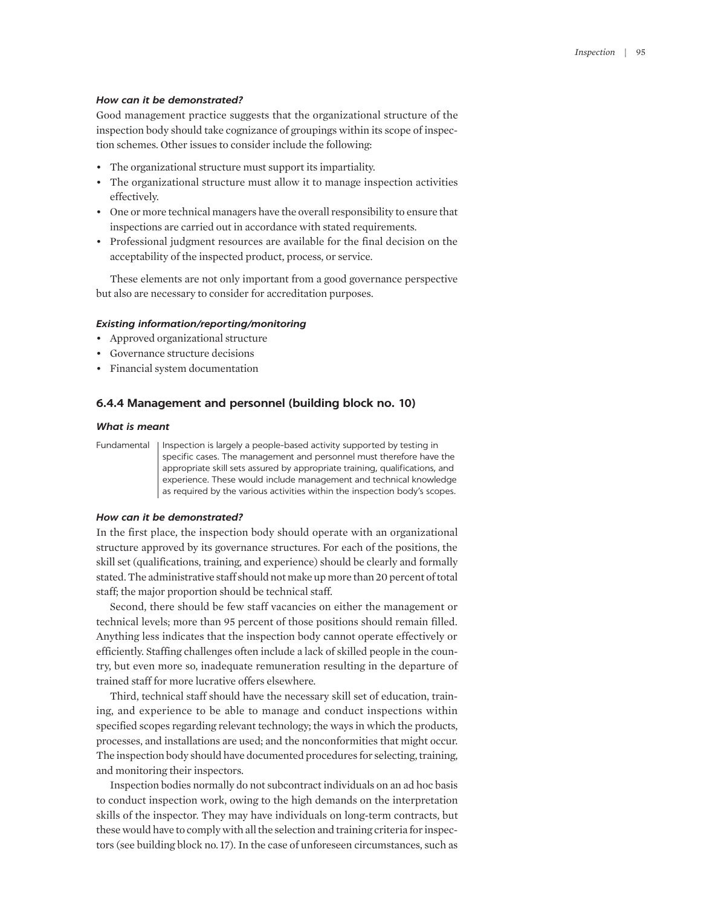### *How can it be demonstrated?*

Good management practice suggests that the organizational structure of the inspection body should take cognizance of groupings within its scope of inspection schemes. Other issues to consider include the following:

- The organizational structure must support its impartiality.
- The organizational structure must allow it to manage inspection activities effectively.
- One or more technical managers have the overall responsibility to ensure that inspections are carried out in accordance with stated requirements.
- Professional judgment resources are available for the final decision on the acceptability of the inspected product, process, or service.

These elements are not only important from a good governance perspective but also are necessary to consider for accreditation purposes.

### *Existing information/reporting/monitoring*

- Approved organizational structure
- Governance structure decisions
- Financial system documentation

## 6.4.4 Management and personnel (building block no. 10)

### *What is meant*

| Fundamental | Inspection is largely a people-based activity supported by testing in specific cases. The management and personnel must therefore have the appropriate skill sets assured by appropriate training, qualifications, and experience. These would include management and technical knowledge as required by the various activities within the inspection body's scopes. |
|---|---|

### *How can it be demonstrated?*

In the first place, the inspection body should operate with an organizational structure approved by its governance structures. For each of the positions, the skill set (qualifications, training, and experience) should be clearly and formally stated. The administrative staff should not make up more than 20 percent of total staff; the major proportion should be technical staff.

Second, there should be few staff vacancies on either the management or technical levels; more than 95 percent of those positions should remain filled. Anything less indicates that the inspection body cannot operate effectively or efficiently. Staffing challenges often include a lack of skilled people in the country, but even more so, inadequate remuneration resulting in the departure of trained staff for more lucrative offers elsewhere.

Third, technical staff should have the necessary skill set of education, training, and experience to be able to manage and conduct inspections within specified scopes regarding relevant technology; the ways in which the products, processes, and installations are used; and the nonconformities that might occur. The inspection body should have documented procedures for selecting, training, and monitoring their inspectors.

Inspection bodies normally do not subcontract individuals on an ad hoc basis to conduct inspection work, owing to the high demands on the interpretation skills of the inspector. They may have individuals on long-term contracts, but these would have to comply with all the selection and training criteria for inspectors (see building block no. 17). In the case of unforeseen circumstances, such as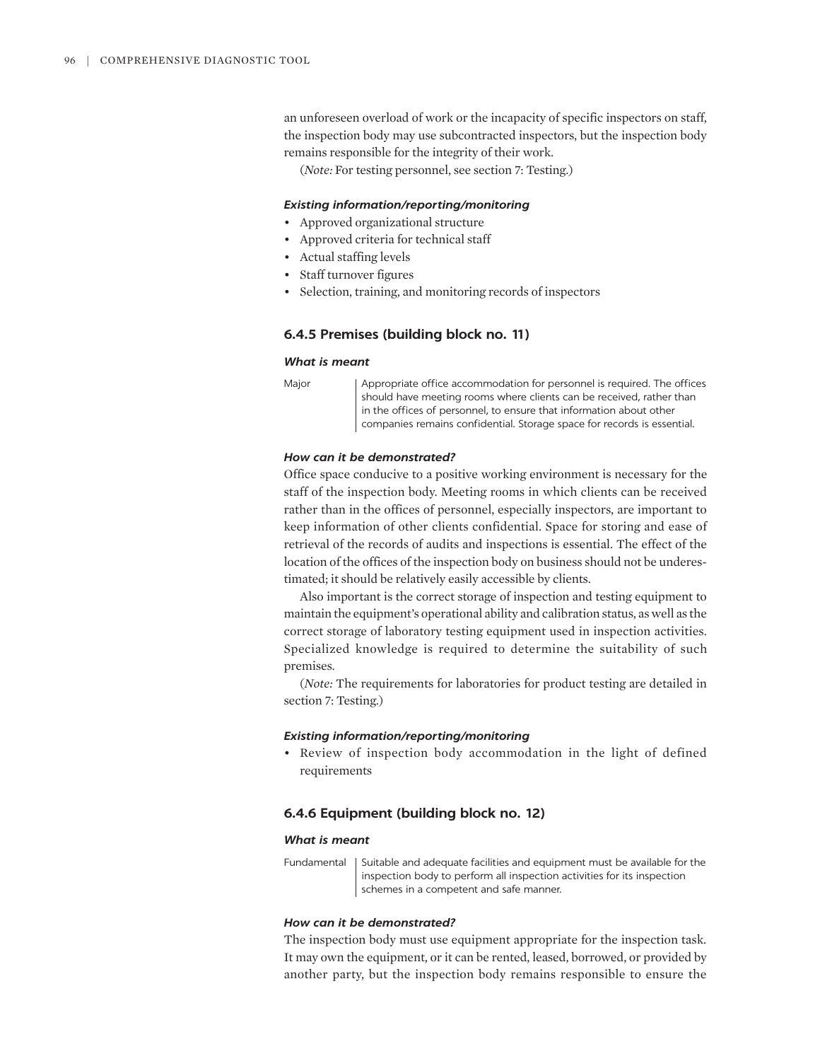an unforeseen overload of work or the incapacity of specific inspectors on staff, the inspection body may use subcontracted inspectors, but the inspection body remains responsible for the integrity of their work.

(*Note:* For testing personnel, see section 7: Testing.)

#### *Existing information/reporting/monitoring*

- Approved organizational structure
- Approved criteria for technical staff
- Actual staffing levels
- Staff turnover figures
- Selection, training, and monitoring records of inspectors

### 6.4.5 Premises (building block no. 11)

#### *What is meant*

| | |
|---|---|
| Major | Appropriate office accommodation for personnel is required. The offices should have meeting rooms where clients can be received, rather than in the offices of personnel, to ensure that information about other companies remains confidential. Storage space for records is essential. |

#### *How can it be demonstrated?*

Office space conducive to a positive working environment is necessary for the staff of the inspection body. Meeting rooms in which clients can be received rather than in the offices of personnel, especially inspectors, are important to keep information of other clients confidential. Space for storing and ease of retrieval of the records of audits and inspections is essential. The effect of the location of the offices of the inspection body on business should not be underestimated; it should be relatively easily accessible by clients.

Also important is the correct storage of inspection and testing equipment to maintain the equipment's operational ability and calibration status, as well as the correct storage of laboratory testing equipment used in inspection activities. Specialized knowledge is required to determine the suitability of such premises.

(*Note:* The requirements for laboratories for product testing are detailed in section 7: Testing.)

#### *Existing information/reporting/monitoring*

- Review of inspection body accommodation in the light of defined requirements

### 6.4.6 Equipment (building block no. 12)

#### *What is meant*

| | |
|---|---|
| Fundamental | Suitable and adequate facilities and equipment must be available for the inspection body to perform all inspection activities for its inspection schemes in a competent and safe manner. |

#### *How can it be demonstrated?*

The inspection body must use equipment appropriate for the inspection task. It may own the equipment, or it can be rented, leased, borrowed, or provided by another party, but the inspection body remains responsible to ensure the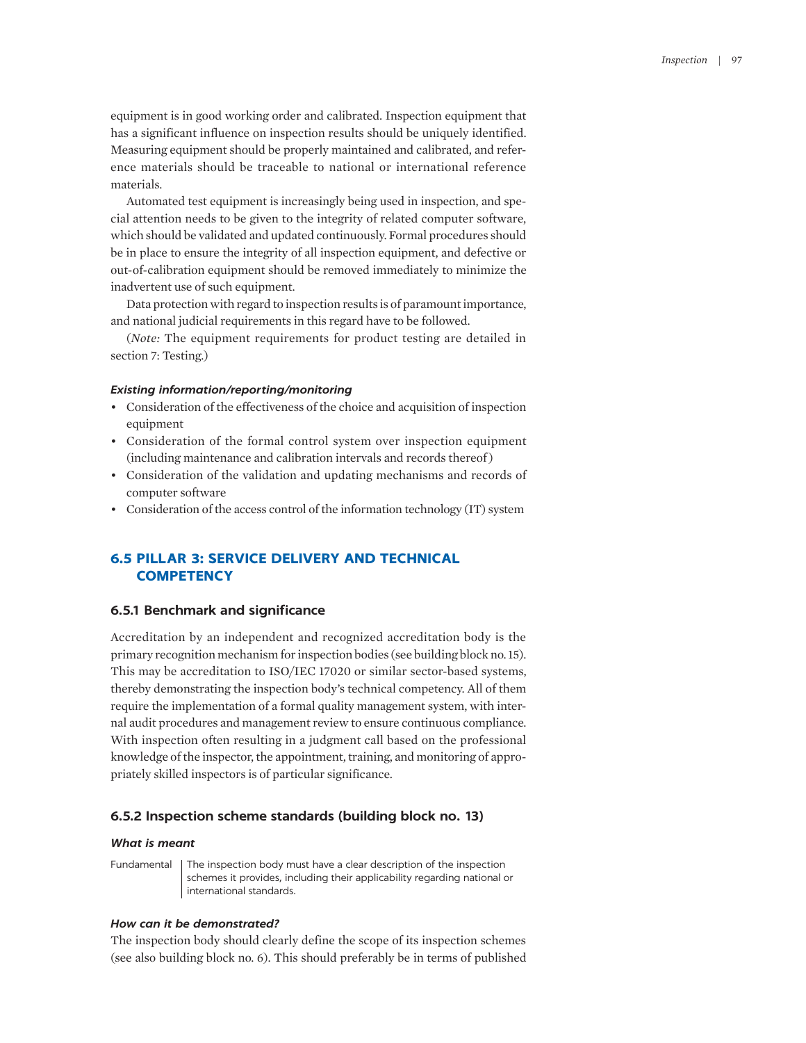equipment is in good working order and calibrated. Inspection equipment that has a significant influence on inspection results should be uniquely identified. Measuring equipment should be properly maintained and calibrated, and reference materials should be traceable to national or international reference materials.

Automated test equipment is increasingly being used in inspection, and special attention needs to be given to the integrity of related computer software, which should be validated and updated continuously. Formal procedures should be in place to ensure the integrity of all inspection equipment, and defective or out-of-calibration equipment should be removed immediately to minimize the inadvertent use of such equipment.

Data protection with regard to inspection results is of paramount importance, and national judicial requirements in this regard have to be followed.

(*Note:* The equipment requirements for product testing are detailed in section 7: Testing.)

***Existing information/reporting/monitoring***

- Consideration of the effectiveness of the choice and acquisition of inspection equipment
- Consideration of the formal control system over inspection equipment (including maintenance and calibration intervals and records thereof)
- Consideration of the validation and updating mechanisms and records of computer software
- Consideration of the access control of the information technology (IT) system

## 6.5 PILLAR 3: SERVICE DELIVERY AND TECHNICAL COMPETENCY

### 6.5.1 Benchmark and significance

Accreditation by an independent and recognized accreditation body is the primary recognition mechanism for inspection bodies (see building block no. 15). This may be accreditation to ISO/IEC 17020 or similar sector-based systems, thereby demonstrating the inspection body's technical competency. All of them require the implementation of a formal quality management system, with internal audit procedures and management review to ensure continuous compliance. With inspection often resulting in a judgment call based on the professional knowledge of the inspector, the appointment, training, and monitoring of appropriately skilled inspectors is of particular significance.

### 6.5.2 Inspection scheme standards (building block no. 13)

***What is meant***

| | |
|---|---|
| Fundamental | The inspection body must have a clear description of the inspection schemes it provides, including their applicability regarding national or international standards. |

***How can it be demonstrated?***

The inspection body should clearly define the scope of its inspection schemes (see also building block no. 6). This should preferably be in terms of published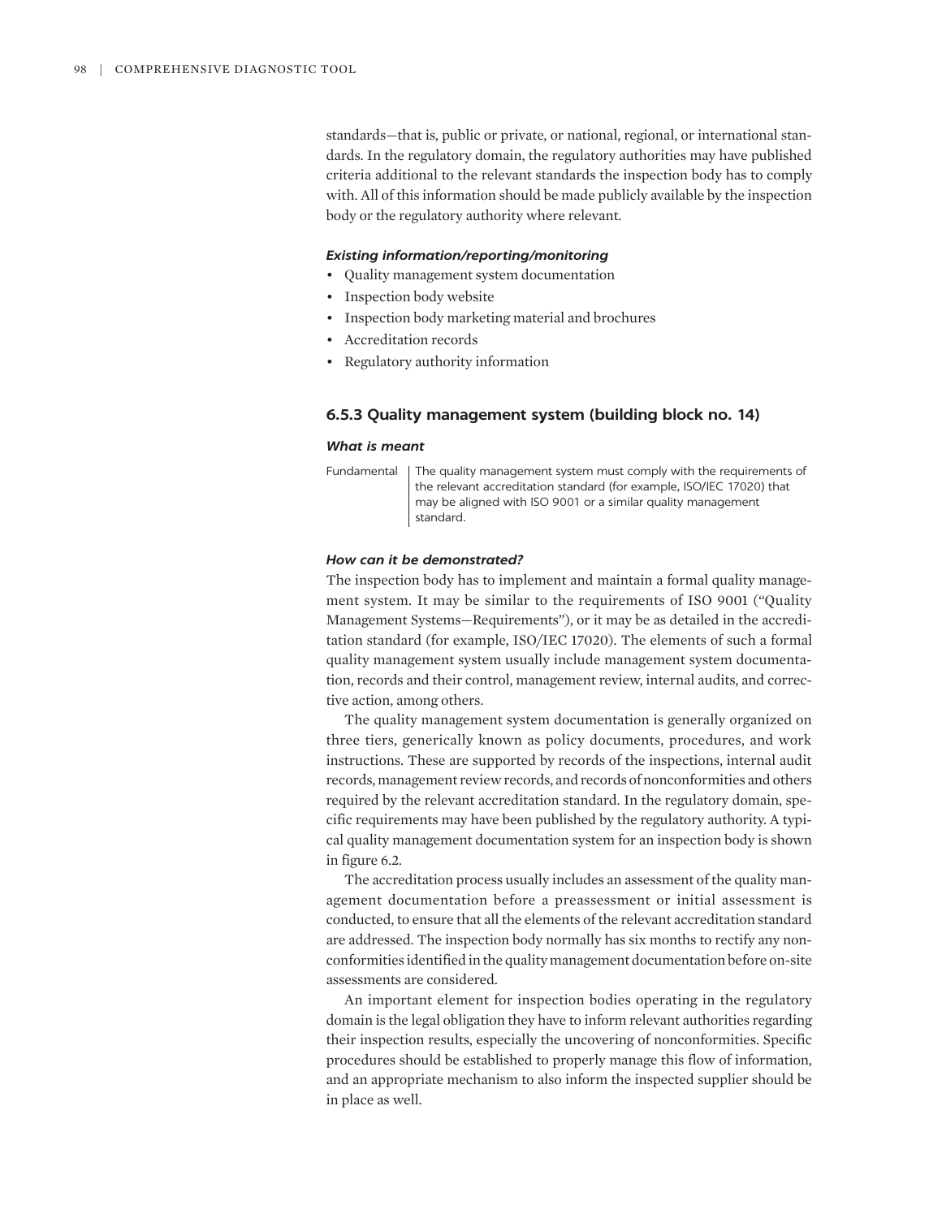standards—that is, public or private, or national, regional, or international standards. In the regulatory domain, the regulatory authorities may have published criteria additional to the relevant standards the inspection body has to comply with. All of this information should be made publicly available by the inspection body or the regulatory authority where relevant.

#### *Existing information/reporting/monitoring*

- Quality management system documentation
- Inspection body website
- Inspection body marketing material and brochures
- Accreditation records
- Regulatory authority information

### 6.5.3 Quality management system (building block no. 14)

#### *What is meant*

| | |
|---|---|
| Fundamental | The quality management system must comply with the requirements of the relevant accreditation standard (for example, ISO/IEC 17020) that may be aligned with ISO 9001 or a similar quality management standard. |

#### *How can it be demonstrated?*

The inspection body has to implement and maintain a formal quality management system. It may be similar to the requirements of ISO 9001 ("Quality Management Systems—Requirements"), or it may be as detailed in the accreditation standard (for example, ISO/IEC 17020). The elements of such a formal quality management system usually include management system documentation, records and their control, management review, internal audits, and corrective action, among others.

The quality management system documentation is generally organized on three tiers, generically known as policy documents, procedures, and work instructions. These are supported by records of the inspections, internal audit records, management review records, and records of nonconformities and others required by the relevant accreditation standard. In the regulatory domain, specific requirements may have been published by the regulatory authority. A typical quality management documentation system for an inspection body is shown in figure 6.2.

The accreditation process usually includes an assessment of the quality management documentation before a preassessment or initial assessment is conducted, to ensure that all the elements of the relevant accreditation standard are addressed. The inspection body normally has six months to rectify any nonconformities identified in the quality management documentation before on-site assessments are considered.

An important element for inspection bodies operating in the regulatory domain is the legal obligation they have to inform relevant authorities regarding their inspection results, especially the uncovering of nonconformities. Specific procedures should be established to properly manage this flow of information, and an appropriate mechanism to also inform the inspected supplier should be in place as well.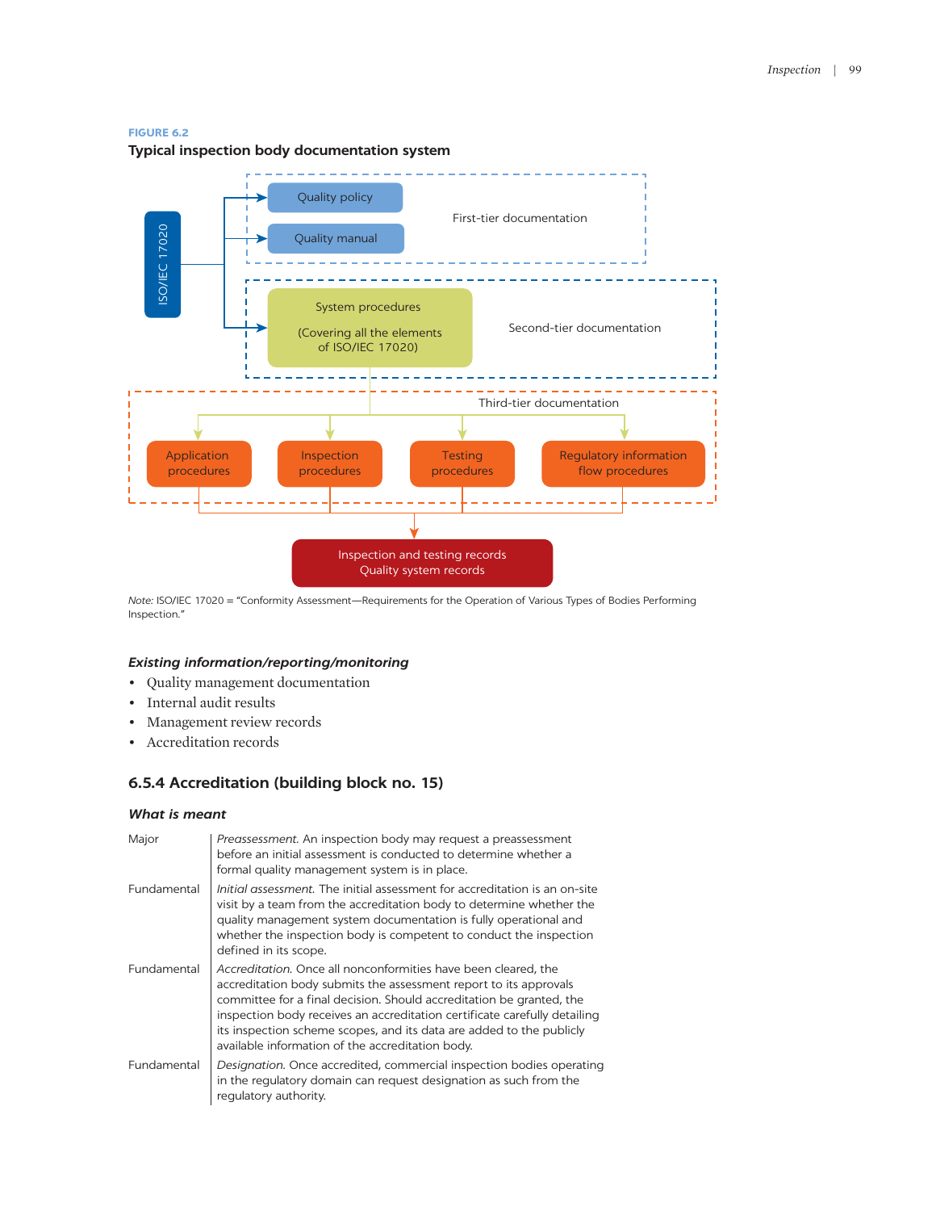**FIGURE 6.2**

**Typical inspection body documentation system**

ISO/IEC 17020

Quality policy

Quality manual

First-tier documentation

System procedures

(Covering all the elements of ISO/IEC 17020)

Second-tier documentation

Third-tier documentation

Application procedures

Inspection procedures

Testing procedures

Regulatory information flow procedures

Inspection and testing records
Quality system records

*Note:* ISO/IEC 17020 = "Conformity Assessment—Requirements for the Operation of Various Types of Bodies Performing Inspection."

***Existing information/reporting/monitoring***

- Quality management documentation
- Internal audit results
- Management review records
- Accreditation records

### 6.5.4 Accreditation (building block no. 15)

***What is meant***

| | |
|---|---|
| Major | *Preassessment.* An inspection body may request a preassessment before an initial assessment is conducted to determine whether a formal quality management system is in place. |
| Fundamental | *Initial assessment.* The initial assessment for accreditation is an on-site visit by a team from the accreditation body to determine whether the quality management system documentation is fully operational and whether the inspection body is competent to conduct the inspection defined in its scope. |
| Fundamental | *Accreditation.* Once all nonconformities have been cleared, the accreditation body submits the assessment report to its approvals committee for a final decision. Should accreditation be granted, the inspection body receives an accreditation certificate carefully detailing its inspection scheme scopes, and its data are added to the publicly available information of the accreditation body. |
| Fundamental | *Designation.* Once accredited, commercial inspection bodies operating in the regulatory domain can request designation as such from the regulatory authority. |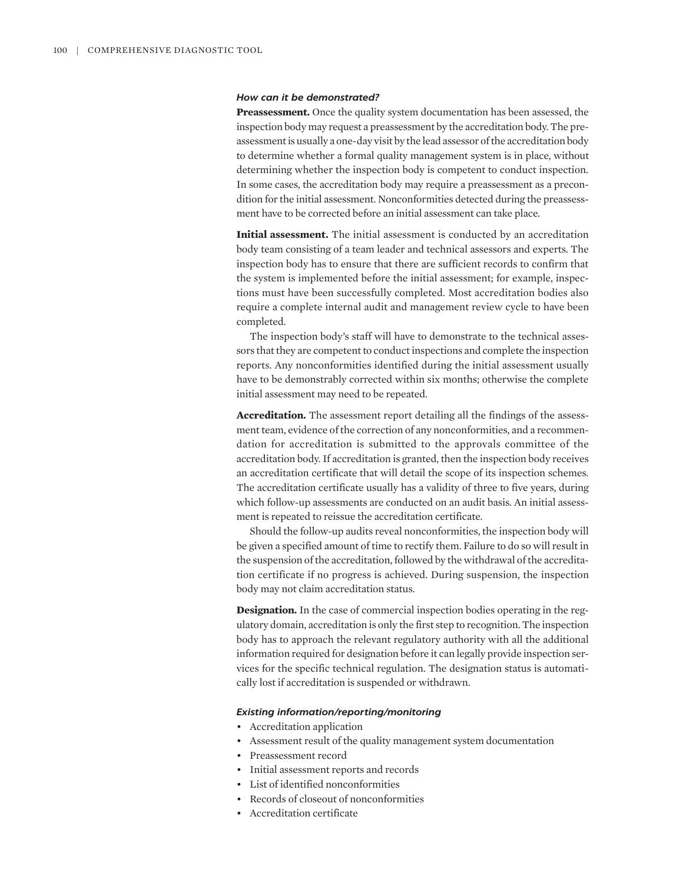### *How can it be demonstrated?*

**Preassessment.** Once the quality system documentation has been assessed, the inspection body may request a preassessment by the accreditation body. The preassessment is usually a one-day visit by the lead assessor of the accreditation body to determine whether a formal quality management system is in place, without determining whether the inspection body is competent to conduct inspection. In some cases, the accreditation body may require a preassessment as a precondition for the initial assessment. Nonconformities detected during the preassessment have to be corrected before an initial assessment can take place.

**Initial assessment.** The initial assessment is conducted by an accreditation body team consisting of a team leader and technical assessors and experts. The inspection body has to ensure that there are sufficient records to confirm that the system is implemented before the initial assessment; for example, inspections must have been successfully completed. Most accreditation bodies also require a complete internal audit and management review cycle to have been completed.

The inspection body's staff will have to demonstrate to the technical assessors that they are competent to conduct inspections and complete the inspection reports. Any nonconformities identified during the initial assessment usually have to be demonstrably corrected within six months; otherwise the complete initial assessment may need to be repeated.

**Accreditation.** The assessment report detailing all the findings of the assessment team, evidence of the correction of any nonconformities, and a recommendation for accreditation is submitted to the approvals committee of the accreditation body. If accreditation is granted, then the inspection body receives an accreditation certificate that will detail the scope of its inspection schemes. The accreditation certificate usually has a validity of three to five years, during which follow-up assessments are conducted on an audit basis. An initial assessment is repeated to reissue the accreditation certificate.

Should the follow-up audits reveal nonconformities, the inspection body will be given a specified amount of time to rectify them. Failure to do so will result in the suspension of the accreditation, followed by the withdrawal of the accreditation certificate if no progress is achieved. During suspension, the inspection body may not claim accreditation status.

**Designation.** In the case of commercial inspection bodies operating in the regulatory domain, accreditation is only the first step to recognition. The inspection body has to approach the relevant regulatory authority with all the additional information required for designation before it can legally provide inspection services for the specific technical regulation. The designation status is automatically lost if accreditation is suspended or withdrawn.

### *Existing information/reporting/monitoring*

- Accreditation application
- Assessment result of the quality management system documentation
- Preassessment record
- Initial assessment reports and records
- List of identified nonconformities
- Records of closeout of nonconformities
- Accreditation certificate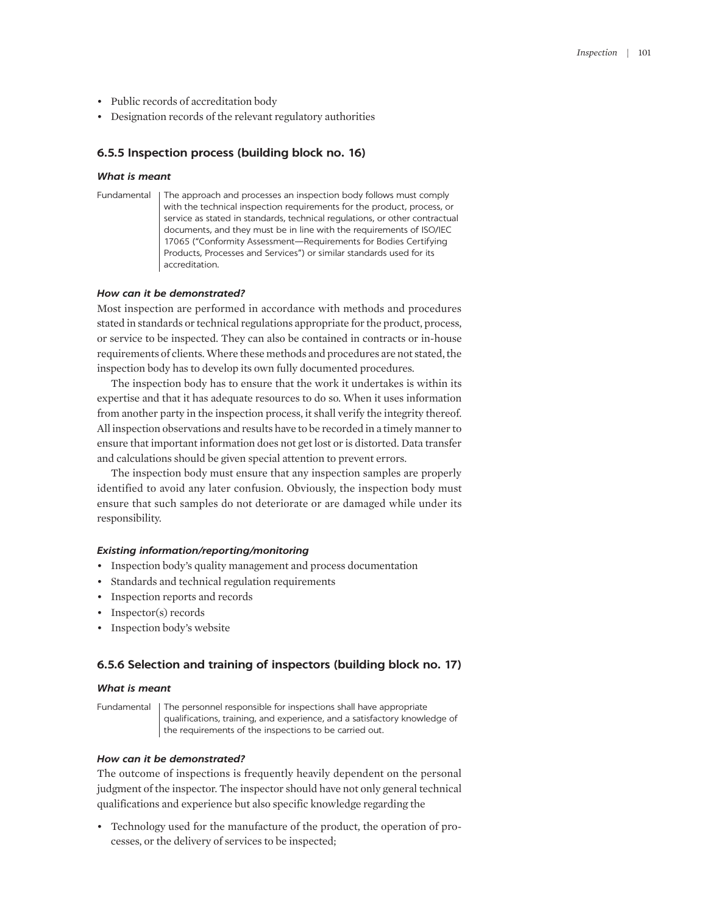- Public records of accreditation body
- Designation records of the relevant regulatory authorities

### 6.5.5 Inspection process (building block no. 16)

#### *What is meant*

Fundamental | The approach and processes an inspection body follows must comply with the technical inspection requirements for the product, process, or service as stated in standards, technical regulations, or other contractual documents, and they must be in line with the requirements of ISO/IEC 17065 ("Conformity Assessment—Requirements for Bodies Certifying Products, Processes and Services") or similar standards used for its accreditation.

#### *How can it be demonstrated?*

Most inspection are performed in accordance with methods and procedures stated in standards or technical regulations appropriate for the product, process, or service to be inspected. They can also be contained in contracts or in-house requirements of clients. Where these methods and procedures are not stated, the inspection body has to develop its own fully documented procedures.

The inspection body has to ensure that the work it undertakes is within its expertise and that it has adequate resources to do so. When it uses information from another party in the inspection process, it shall verify the integrity thereof. All inspection observations and results have to be recorded in a timely manner to ensure that important information does not get lost or is distorted. Data transfer and calculations should be given special attention to prevent errors.

The inspection body must ensure that any inspection samples are properly identified to avoid any later confusion. Obviously, the inspection body must ensure that such samples do not deteriorate or are damaged while under its responsibility.

#### *Existing information/reporting/monitoring*

- Inspection body's quality management and process documentation
- Standards and technical regulation requirements
- Inspection reports and records
- Inspector(s) records
- Inspection body's website

### 6.5.6 Selection and training of inspectors (building block no. 17)

#### *What is meant*

Fundamental | The personnel responsible for inspections shall have appropriate qualifications, training, and experience, and a satisfactory knowledge of the requirements of the inspections to be carried out.

#### *How can it be demonstrated?*

The outcome of inspections is frequently heavily dependent on the personal judgment of the inspector. The inspector should have not only general technical qualifications and experience but also specific knowledge regarding the

- Technology used for the manufacture of the product, the operation of processes, or the delivery of services to be inspected;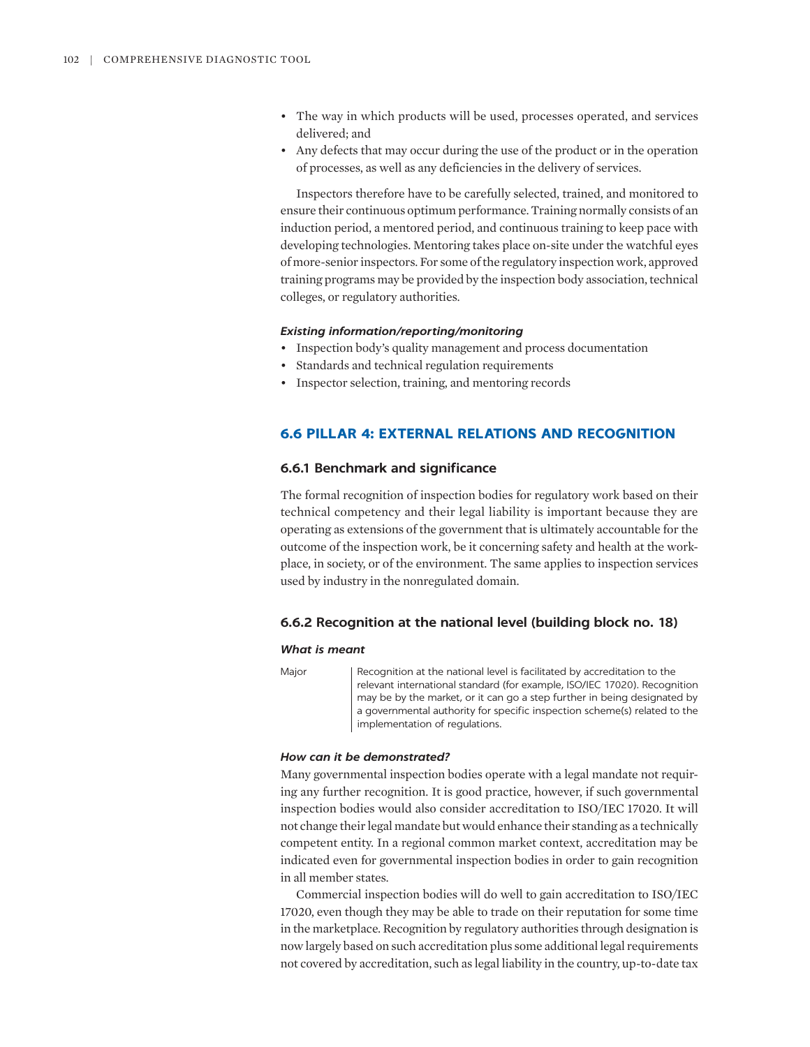- The way in which products will be used, processes operated, and services delivered; and
- Any defects that may occur during the use of the product or in the operation of processes, as well as any deficiencies in the delivery of services.

Inspectors therefore have to be carefully selected, trained, and monitored to ensure their continuous optimum performance. Training normally consists of an induction period, a mentored period, and continuous training to keep pace with developing technologies. Mentoring takes place on-site under the watchful eyes of more-senior inspectors. For some of the regulatory inspection work, approved training programs may be provided by the inspection body association, technical colleges, or regulatory authorities.

#### *Existing information/reporting/monitoring*

- Inspection body's quality management and process documentation
- Standards and technical regulation requirements
- Inspector selection, training, and mentoring records

## 6.6 PILLAR 4: EXTERNAL RELATIONS AND RECOGNITION

### 6.6.1 Benchmark and significance

The formal recognition of inspection bodies for regulatory work based on their technical competency and their legal liability is important because they are operating as extensions of the government that is ultimately accountable for the outcome of the inspection work, be it concerning safety and health at the workplace, in society, or of the environment. The same applies to inspection services used by industry in the nonregulated domain.

### 6.6.2 Recognition at the national level (building block no. 18)

#### *What is meant*

| | |
|---|---|
| Major | Recognition at the national level is facilitated by accreditation to the relevant international standard (for example, ISO/IEC 17020). Recognition may be by the market, or it can go a step further in being designated by a governmental authority for specific inspection scheme(s) related to the implementation of regulations. |

#### *How can it be demonstrated?*

Many governmental inspection bodies operate with a legal mandate not requiring any further recognition. It is good practice, however, if such governmental inspection bodies would also consider accreditation to ISO/IEC 17020. It will not change their legal mandate but would enhance their standing as a technically competent entity. In a regional common market context, accreditation may be indicated even for governmental inspection bodies in order to gain recognition in all member states.

Commercial inspection bodies will do well to gain accreditation to ISO/IEC 17020, even though they may be able to trade on their reputation for some time in the marketplace. Recognition by regulatory authorities through designation is now largely based on such accreditation plus some additional legal requirements not covered by accreditation, such as legal liability in the country, up-to-date tax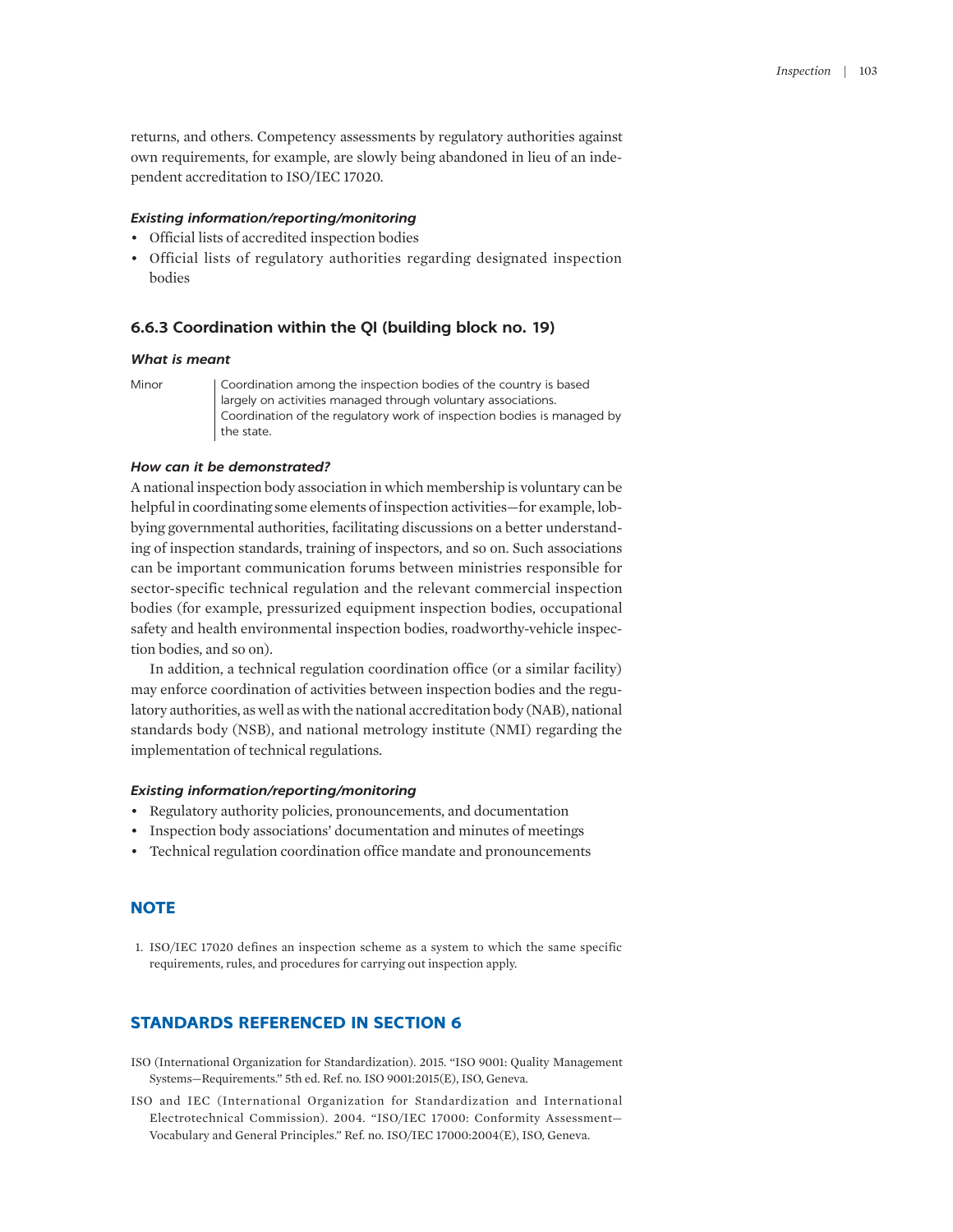returns, and others. Competency assessments by regulatory authorities against own requirements, for example, are slowly being abandoned in lieu of an independent accreditation to ISO/IEC 17020.

#### *Existing information/reporting/monitoring*

- Official lists of accredited inspection bodies
- Official lists of regulatory authorities regarding designated inspection bodies

### 6.6.3 Coordination within the QI (building block no. 19)

#### *What is meant*

| | |
|---|---|
| Minor | Coordination among the inspection bodies of the country is based largely on activities managed through voluntary associations. Coordination of the regulatory work of inspection bodies is managed by the state. |

#### *How can it be demonstrated?*

A national inspection body association in which membership is voluntary can be helpful in coordinating some elements of inspection activities—for example, lobbying governmental authorities, facilitating discussions on a better understanding of inspection standards, training of inspectors, and so on. Such associations can be important communication forums between ministries responsible for sector-specific technical regulation and the relevant commercial inspection bodies (for example, pressurized equipment inspection bodies, occupational safety and health environmental inspection bodies, roadworthy-vehicle inspection bodies, and so on).

In addition, a technical regulation coordination office (or a similar facility) may enforce coordination of activities between inspection bodies and the regulatory authorities, as well as with the national accreditation body (NAB), national standards body (NSB), and national metrology institute (NMI) regarding the implementation of technical regulations.

#### *Existing information/reporting/monitoring*

- Regulatory authority policies, pronouncements, and documentation
- Inspection body associations' documentation and minutes of meetings
- Technical regulation coordination office mandate and pronouncements

## NOTE

1. ISO/IEC 17020 defines an inspection scheme as a system to which the same specific requirements, rules, and procedures for carrying out inspection apply.

## STANDARDS REFERENCED IN SECTION 6

ISO (International Organization for Standardization). 2015. "ISO 9001: Quality Management Systems—Requirements." 5th ed. Ref. no. ISO 9001:2015(E), ISO, Geneva.

ISO and IEC (International Organization for Standardization and International Electrotechnical Commission). 2004. "ISO/IEC 17000: Conformity Assessment—Vocabulary and General Principles." Ref. no. ISO/IEC 17000:2004(E), ISO, Geneva.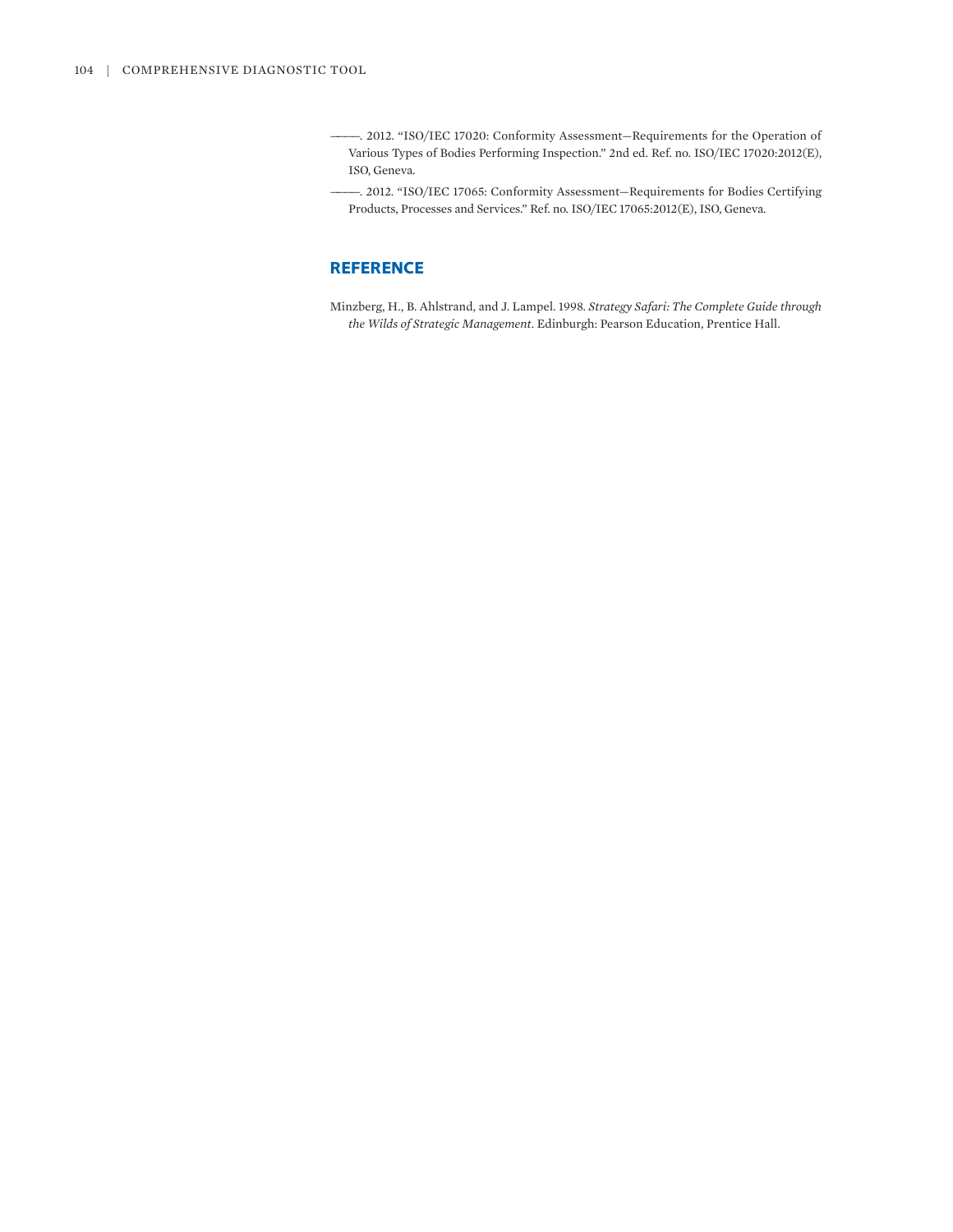———. 2012. "ISO/IEC 17020: Conformity Assessment—Requirements for the Operation of Various Types of Bodies Performing Inspection." 2nd ed. Ref. no. ISO/IEC 17020:2012(E), ISO, Geneva.

———. 2012. "ISO/IEC 17065: Conformity Assessment—Requirements for Bodies Certifying Products, Processes and Services." Ref. no. ISO/IEC 17065:2012(E), ISO, Geneva.

## REFERENCE

Minzberg, H., B. Ahlstrand, and J. Lampel. 1998. *Strategy Safari: The Complete Guide through the Wilds of Strategic Management*. Edinburgh: Pearson Education, Prentice Hall.